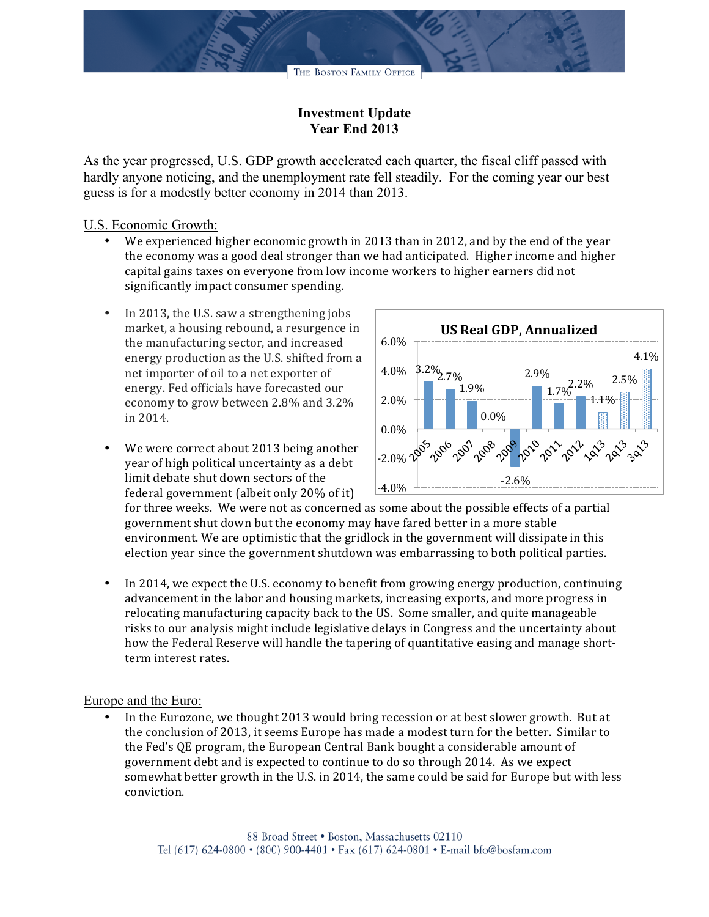The Boston Family Office

# Investment Update
# Year End 2013

As the year progressed, U.S. GDP growth accelerated each quarter, the fiscal cliff passed with hardly anyone noticing, and the unemployment rate fell steadily. For the coming year our best guess is for a modestly better economy in 2014 than 2013.

## U.S. Economic Growth:

- We experienced higher economic growth in 2013 than in 2012, and by the end of the year the economy was a good deal stronger than we had anticipated. Higher income and higher capital gains taxes on everyone from low income workers to higher earners did not significantly impact consumer spending.

- In 2013, the U.S. saw a strengthening jobs market, a housing rebound, a resurgence in the manufacturing sector, and increased energy production as the U.S. shifted from a net importer of oil to a net exporter of energy. Fed officials have forecasted our economy to grow between 2.8% and 3.2% in 2014.

**US Real GDP, Annualized**

| Period | Growth |
|---|---|
| 2005 | 3.2% |
| 2006 | 2.7% |
| 2007 | 1.9% |
| 2008 | 0.0% |
| 2009 | -2.6% |
| 2010 | 2.9% |
| 2011 | 1.7% |
| 2012 | 2.2% |
| 1q13 | 1.1% |
| 2q13 | 2.5% |
| 3q13 | 4.1% |

- We were correct about 2013 being another year of high political uncertainty as a debt limit debate shut down sectors of the federal government (albeit only 20% of it) for three weeks. We were not as concerned as some about the possible effects of a partial government shut down but the economy may have fared better in a more stable environment. We are optimistic that the gridlock in the government will dissipate in this election year since the government shutdown was embarrassing to both political parties.

- In 2014, we expect the U.S. economy to benefit from growing energy production, continuing advancement in the labor and housing markets, increasing exports, and more progress in relocating manufacturing capacity back to the US. Some smaller, and quite manageable risks to our analysis might include legislative delays in Congress and the uncertainty about how the Federal Reserve will handle the tapering of quantitative easing and manage short-term interest rates.

## Europe and the Euro:

- In the Eurozone, we thought 2013 would bring recession or at best slower growth. But at the conclusion of 2013, it seems Europe has made a modest turn for the better. Similar to the Fed's QE program, the European Central Bank bought a considerable amount of government debt and is expected to continue to do so through 2014. As we expect somewhat better growth in the U.S. in 2014, the same could be said for Europe but with less conviction.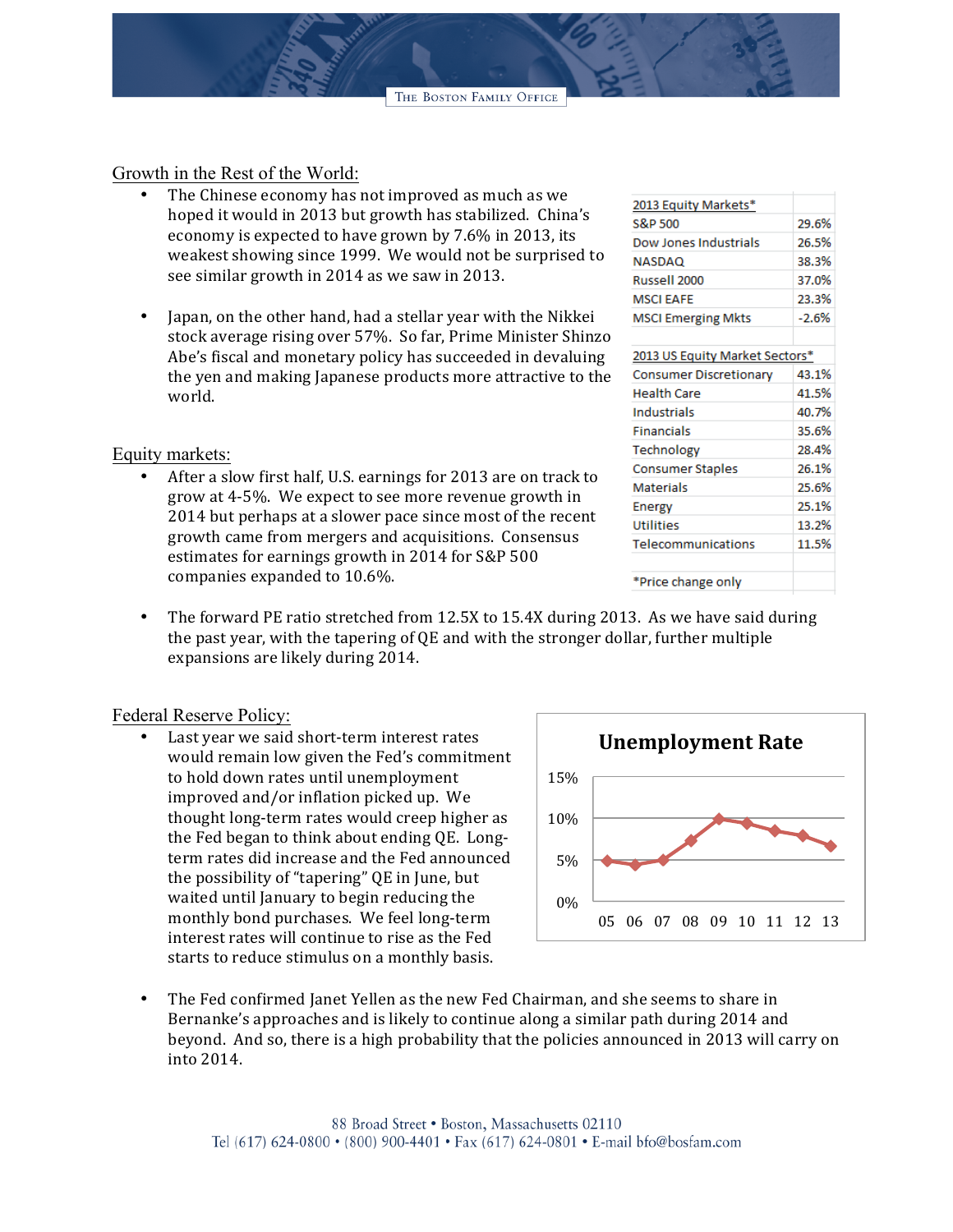## Growth in the Rest of the World:

- The Chinese economy has not improved as much as we hoped it would in 2013 but growth has stabilized. China's economy is expected to have grown by 7.6% in 2013, its weakest showing since 1999. We would not be surprised to see similar growth in 2014 as we saw in 2013.

- Japan, on the other hand, had a stellar year with the Nikkei stock average rising over 57%. So far, Prime Minister Shinzo Abe's fiscal and monetary policy has succeeded in devaluing the yen and making Japanese products more attractive to the world.

| 2013 Equity Markets* | |
|---|---|
| S&P 500 | 29.6% |
| Dow Jones Industrials | 26.5% |
| NASDAQ | 38.3% |
| Russell 2000 | 37.0% |
| MSCI EAFE | 23.3% |
| MSCI Emerging Mkts | -2.6% |
| | |
| **2013 US Equity Market Sectors*** | |
| Consumer Discretionary | 43.1% |
| Health Care | 41.5% |
| Industrials | 40.7% |
| Financials | 35.6% |
| Technology | 28.4% |
| Consumer Staples | 26.1% |
| Materials | 25.6% |
| Energy | 25.1% |
| Utilities | 13.2% |
| Telecommunications | 11.5% |
| | |
| *Price change only | |

## Equity markets:

- After a slow first half, U.S. earnings for 2013 are on track to grow at 4-5%. We expect to see more revenue growth in 2014 but perhaps at a slower pace since most of the recent growth came from mergers and acquisitions. Consensus estimates for earnings growth in 2014 for S&P 500 companies expanded to 10.6%.

- The forward PE ratio stretched from 12.5X to 15.4X during 2013. As we have said during the past year, with the tapering of QE and with the stronger dollar, further multiple expansions are likely during 2014.

## Federal Reserve Policy:

- Last year we said short-term interest rates would remain low given the Fed's commitment to hold down rates until unemployment improved and/or inflation picked up. We thought long-term rates would creep higher as the Fed began to think about ending QE. Long-term rates did increase and the Fed announced the possibility of "tapering" QE in June, but waited until January to begin reducing the monthly bond purchases. We feel long-term interest rates will continue to rise as the Fed starts to reduce stimulus on a monthly basis.

**Unemployment Rate**

- The Fed confirmed Janet Yellen as the new Fed Chairman, and she seems to share in Bernanke's approaches and is likely to continue along a similar path during 2014 and beyond. And so, there is a high probability that the policies announced in 2013 will carry on into 2014.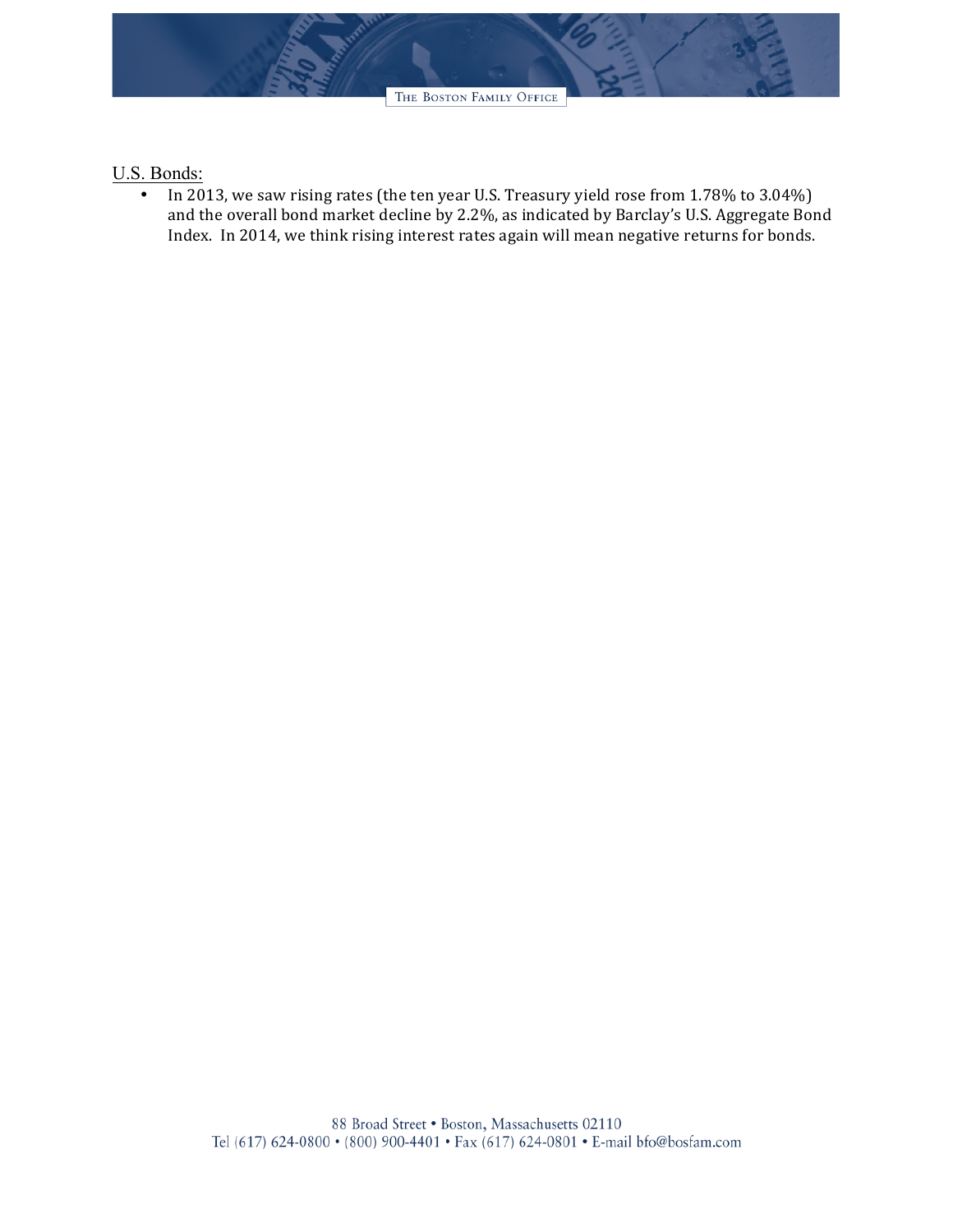U.S. Bonds:

- In 2013, we saw rising rates (the ten year U.S. Treasury yield rose from 1.78% to 3.04%) and the overall bond market decline by 2.2%, as indicated by Barclay's U.S. Aggregate Bond Index. In 2014, we think rising interest rates again will mean negative returns for bonds.